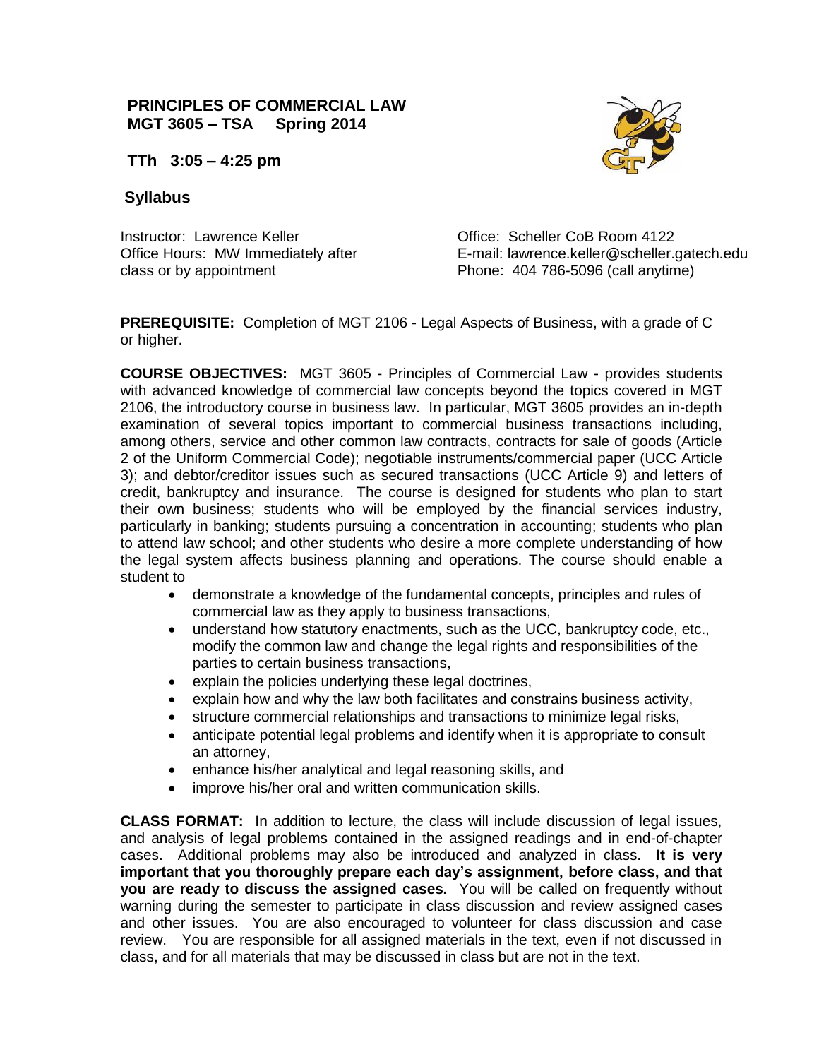# PRINCIPLES OF COMMERCIAL LAW
## MGT 3605 – TSA Spring 2014

**TTh 3:05 – 4:25 pm**

## Syllabus

Instructor: Lawrence Keller
Office Hours: MW Immediately after class or by appointment

Office: Scheller CoB Room 4122
E-mail: lawrence.keller@scheller.gatech.edu
Phone: 404 786-5096 (call anytime)

**PREREQUISITE:** Completion of MGT 2106 - Legal Aspects of Business, with a grade of C or higher.

**COURSE OBJECTIVES:** MGT 3605 - Principles of Commercial Law - provides students with advanced knowledge of commercial law concepts beyond the topics covered in MGT 2106, the introductory course in business law. In particular, MGT 3605 provides an in-depth examination of several topics important to commercial business transactions including, among others, service and other common law contracts, contracts for sale of goods (Article 2 of the Uniform Commercial Code); negotiable instruments/commercial paper (UCC Article 3); and debtor/creditor issues such as secured transactions (UCC Article 9) and letters of credit, bankruptcy and insurance. The course is designed for students who plan to start their own business; students who will be employed by the financial services industry, particularly in banking; students pursuing a concentration in accounting; students who plan to attend law school; and other students who desire a more complete understanding of how the legal system affects business planning and operations. The course should enable a student to

- demonstrate a knowledge of the fundamental concepts, principles and rules of commercial law as they apply to business transactions,
- understand how statutory enactments, such as the UCC, bankruptcy code, etc., modify the common law and change the legal rights and responsibilities of the parties to certain business transactions,
- explain the policies underlying these legal doctrines,
- explain how and why the law both facilitates and constrains business activity,
- structure commercial relationships and transactions to minimize legal risks,
- anticipate potential legal problems and identify when it is appropriate to consult an attorney,
- enhance his/her analytical and legal reasoning skills, and
- improve his/her oral and written communication skills.

**CLASS FORMAT:** In addition to lecture, the class will include discussion of legal issues, and analysis of legal problems contained in the assigned readings and in end-of-chapter cases. Additional problems may also be introduced and analyzed in class. **It is very important that you thoroughly prepare each day's assignment, before class, and that you are ready to discuss the assigned cases.** You will be called on frequently without warning during the semester to participate in class discussion and review assigned cases and other issues. You are also encouraged to volunteer for class discussion and case review. You are responsible for all assigned materials in the text, even if not discussed in class, and for all materials that may be discussed in class but are not in the text.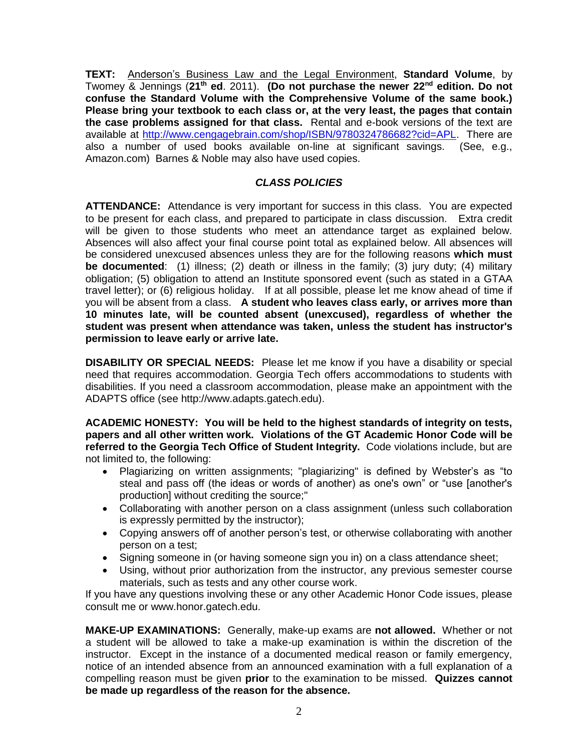**TEXT:** Anderson's Business Law and the Legal Environment, **Standard Volume**, by Twomey & Jennings (**21th ed**. 2011). **(Do not purchase the newer 22nd edition. Do not confuse the Standard Volume with the Comprehensive Volume of the same book.) Please bring your textbook to each class or, at the very least, the pages that contain the case problems assigned for that class.** Rental and e-book versions of the text are available at http://www.cengagebrain.com/shop/ISBN/9780324786682?cid=APL. There are also a number of used books available on-line at significant savings. (See, e.g., Amazon.com) Barnes & Noble may also have used copies.

## ***CLASS POLICIES***

**ATTENDANCE:** Attendance is very important for success in this class. You are expected to be present for each class, and prepared to participate in class discussion. Extra credit will be given to those students who meet an attendance target as explained below. Absences will also affect your final course point total as explained below. All absences will be considered unexcused absences unless they are for the following reasons **which must be documented**: (1) illness; (2) death or illness in the family; (3) jury duty; (4) military obligation; (5) obligation to attend an Institute sponsored event (such as stated in a GTAA travel letter); or (6) religious holiday. If at all possible, please let me know ahead of time if you will be absent from a class. **A student who leaves class early, or arrives more than 10 minutes late, will be counted absent (unexcused), regardless of whether the student was present when attendance was taken, unless the student has instructor's permission to leave early or arrive late.**

**DISABILITY OR SPECIAL NEEDS:** Please let me know if you have a disability or special need that requires accommodation. Georgia Tech offers accommodations to students with disabilities. If you need a classroom accommodation, please make an appointment with the ADAPTS office (see http://www.adapts.gatech.edu).

**ACADEMIC HONESTY: You will be held to the highest standards of integrity on tests, papers and all other written work. Violations of the GT Academic Honor Code will be referred to the Georgia Tech Office of Student Integrity.** Code violations include, but are not limited to, the following:

- Plagiarizing on written assignments; "plagiarizing" is defined by Webster's as "to steal and pass off (the ideas or words of another) as one's own" or "use [another's production] without crediting the source;"
- Collaborating with another person on a class assignment (unless such collaboration is expressly permitted by the instructor);
- Copying answers off of another person's test, or otherwise collaborating with another person on a test;
- Signing someone in (or having someone sign you in) on a class attendance sheet;
- Using, without prior authorization from the instructor, any previous semester course materials, such as tests and any other course work.

If you have any questions involving these or any other Academic Honor Code issues, please consult me or www.honor.gatech.edu.

**MAKE-UP EXAMINATIONS:** Generally, make-up exams are **not allowed.** Whether or not a student will be allowed to take a make-up examination is within the discretion of the instructor. Except in the instance of a documented medical reason or family emergency, notice of an intended absence from an announced examination with a full explanation of a compelling reason must be given **prior** to the examination to be missed. **Quizzes cannot be made up regardless of the reason for the absence.**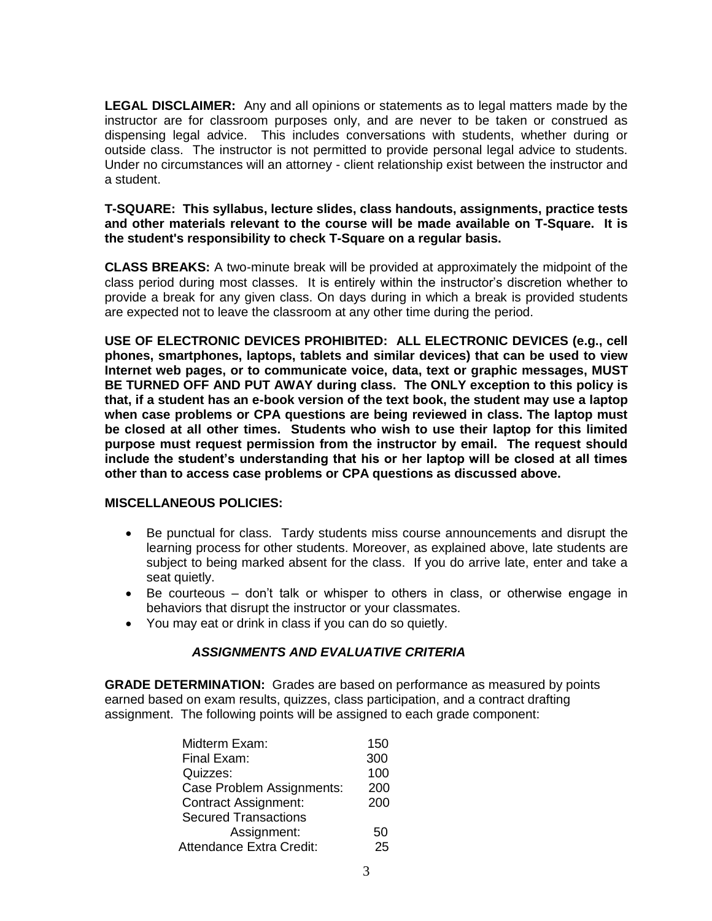**LEGAL DISCLAIMER:** Any and all opinions or statements as to legal matters made by the instructor are for classroom purposes only, and are never to be taken or construed as dispensing legal advice. This includes conversations with students, whether during or outside class. The instructor is not permitted to provide personal legal advice to students. Under no circumstances will an attorney - client relationship exist between the instructor and a student.

**T-SQUARE: This syllabus, lecture slides, class handouts, assignments, practice tests and other materials relevant to the course will be made available on T-Square. It is the student's responsibility to check T-Square on a regular basis.**

**CLASS BREAKS:** A two-minute break will be provided at approximately the midpoint of the class period during most classes. It is entirely within the instructor's discretion whether to provide a break for any given class. On days during in which a break is provided students are expected not to leave the classroom at any other time during the period.

**USE OF ELECTRONIC DEVICES PROHIBITED: ALL ELECTRONIC DEVICES (e.g., cell phones, smartphones, laptops, tablets and similar devices) that can be used to view Internet web pages, or to communicate voice, data, text or graphic messages, MUST BE TURNED OFF AND PUT AWAY during class. The ONLY exception to this policy is that, if a student has an e-book version of the text book, the student may use a laptop when case problems or CPA questions are being reviewed in class. The laptop must be closed at all other times. Students who wish to use their laptop for this limited purpose must request permission from the instructor by email. The request should include the student's understanding that his or her laptop will be closed at all times other than to access case problems or CPA questions as discussed above.**

**MISCELLANEOUS POLICIES:**

- Be punctual for class. Tardy students miss course announcements and disrupt the learning process for other students. Moreover, as explained above, late students are subject to being marked absent for the class. If you do arrive late, enter and take a seat quietly.
- Be courteous – don't talk or whisper to others in class, or otherwise engage in behaviors that disrupt the instructor or your classmates.
- You may eat or drink in class if you can do so quietly.

## *ASSIGNMENTS AND EVALUATIVE CRITERIA*

**GRADE DETERMINATION:** Grades are based on performance as measured by points earned based on exam results, quizzes, class participation, and a contract drafting assignment. The following points will be assigned to each grade component:

| Component | Points |
|---|---|
| Midterm Exam: | 150 |
| Final Exam: | 300 |
| Quizzes: | 100 |
| Case Problem Assignments: | 200 |
| Contract Assignment: | 200 |
| Secured Transactions Assignment: | 50 |
| Attendance Extra Credit: | 25 |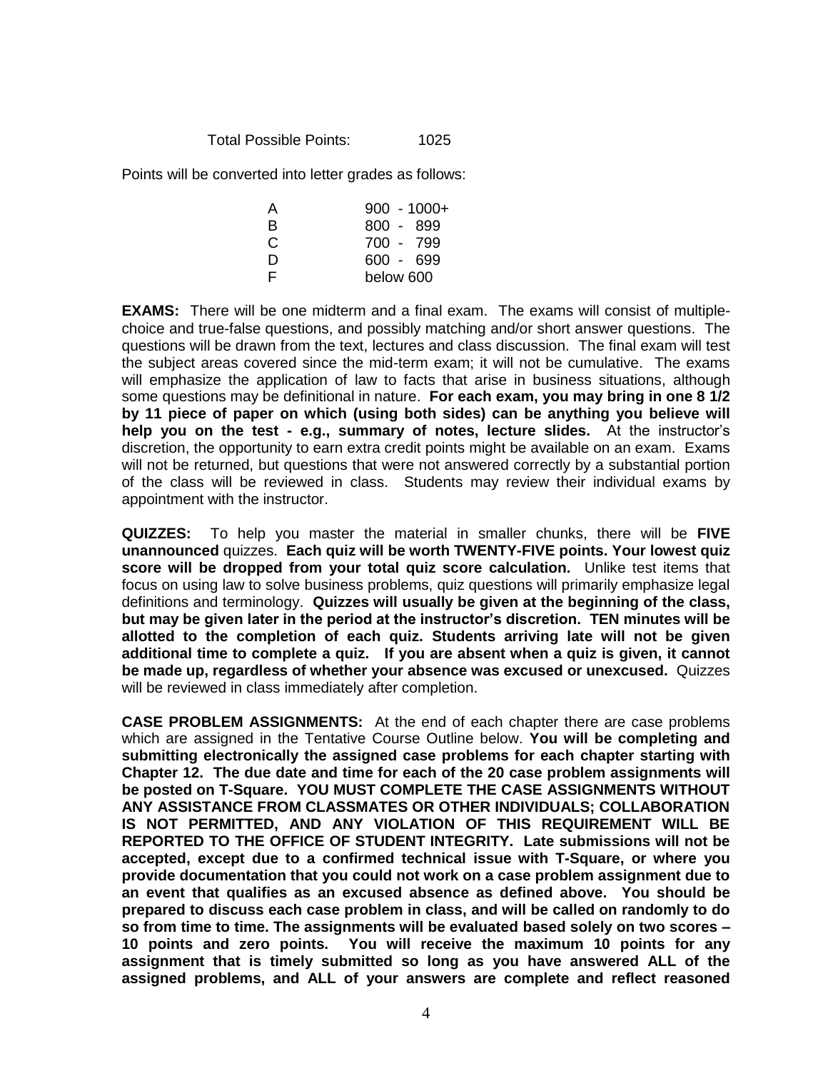Total Possible Points: 1025

Points will be converted into letter grades as follows:

| | |
|---|---|
| A | 900 - 1000+ |
| B | 800 - 899 |
| C | 700 - 799 |
| D | 600 - 699 |
| F | below 600 |

**EXAMS:** There will be one midterm and a final exam. The exams will consist of multiple-choice and true-false questions, and possibly matching and/or short answer questions. The questions will be drawn from the text, lectures and class discussion. The final exam will test the subject areas covered since the mid-term exam; it will not be cumulative. The exams will emphasize the application of law to facts that arise in business situations, although some questions may be definitional in nature. **For each exam, you may bring in one 8 1/2 by 11 piece of paper on which (using both sides) can be anything you believe will help you on the test - e.g., summary of notes, lecture slides.** At the instructor's discretion, the opportunity to earn extra credit points might be available on an exam. Exams will not be returned, but questions that were not answered correctly by a substantial portion of the class will be reviewed in class. Students may review their individual exams by appointment with the instructor.

**QUIZZES:** To help you master the material in smaller chunks, there will be **FIVE unannounced** quizzes. **Each quiz will be worth TWENTY-FIVE points. Your lowest quiz score will be dropped from your total quiz score calculation.** Unlike test items that focus on using law to solve business problems, quiz questions will primarily emphasize legal definitions and terminology. **Quizzes will usually be given at the beginning of the class, but may be given later in the period at the instructor's discretion. TEN minutes will be allotted to the completion of each quiz. Students arriving late will not be given additional time to complete a quiz. If you are absent when a quiz is given, it cannot be made up, regardless of whether your absence was excused or unexcused.** Quizzes will be reviewed in class immediately after completion.

**CASE PROBLEM ASSIGNMENTS:** At the end of each chapter there are case problems which are assigned in the Tentative Course Outline below. **You will be completing and submitting electronically the assigned case problems for each chapter starting with Chapter 12. The due date and time for each of the 20 case problem assignments will be posted on T-Square. YOU MUST COMPLETE THE CASE ASSIGNMENTS WITHOUT ANY ASSISTANCE FROM CLASSMATES OR OTHER INDIVIDUALS; COLLABORATION IS NOT PERMITTED, AND ANY VIOLATION OF THIS REQUIREMENT WILL BE REPORTED TO THE OFFICE OF STUDENT INTEGRITY. Late submissions will not be accepted, except due to a confirmed technical issue with T-Square, or where you provide documentation that you could not work on a case problem assignment due to an event that qualifies as an excused absence as defined above. You should be prepared to discuss each case problem in class, and will be called on randomly to do so from time to time. The assignments will be evaluated based solely on two scores – 10 points and zero points. You will receive the maximum 10 points for any assignment that is timely submitted so long as you have answered ALL of the assigned problems, and ALL of your answers are complete and reflect reasoned**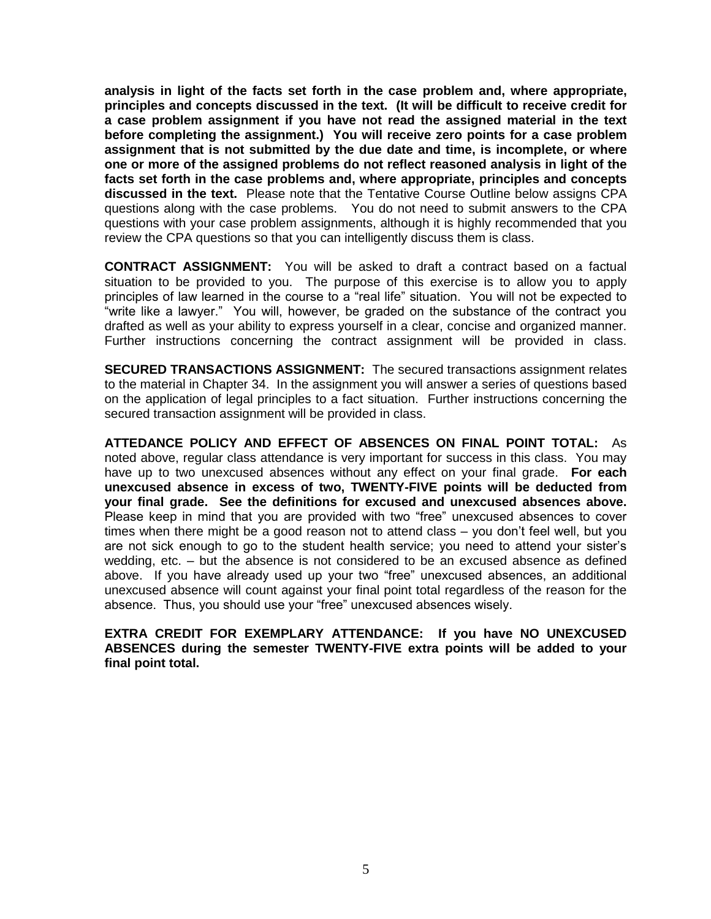**analysis in light of the facts set forth in the case problem and, where appropriate, principles and concepts discussed in the text. (It will be difficult to receive credit for a case problem assignment if you have not read the assigned material in the text before completing the assignment.) You will receive zero points for a case problem assignment that is not submitted by the due date and time, is incomplete, or where one or more of the assigned problems do not reflect reasoned analysis in light of the facts set forth in the case problems and, where appropriate, principles and concepts discussed in the text.** Please note that the Tentative Course Outline below assigns CPA questions along with the case problems. You do not need to submit answers to the CPA questions with your case problem assignments, although it is highly recommended that you review the CPA questions so that you can intelligently discuss them is class.

**CONTRACT ASSIGNMENT:** You will be asked to draft a contract based on a factual situation to be provided to you. The purpose of this exercise is to allow you to apply principles of law learned in the course to a "real life" situation. You will not be expected to "write like a lawyer." You will, however, be graded on the substance of the contract you drafted as well as your ability to express yourself in a clear, concise and organized manner. Further instructions concerning the contract assignment will be provided in class.

**SECURED TRANSACTIONS ASSIGNMENT:** The secured transactions assignment relates to the material in Chapter 34. In the assignment you will answer a series of questions based on the application of legal principles to a fact situation. Further instructions concerning the secured transaction assignment will be provided in class.

**ATTEDANCE POLICY AND EFFECT OF ABSENCES ON FINAL POINT TOTAL:** As noted above, regular class attendance is very important for success in this class. You may have up to two unexcused absences without any effect on your final grade. **For each unexcused absence in excess of two, TWENTY-FIVE points will be deducted from your final grade. See the definitions for excused and unexcused absences above.** Please keep in mind that you are provided with two "free" unexcused absences to cover times when there might be a good reason not to attend class – you don't feel well, but you are not sick enough to go to the student health service; you need to attend your sister's wedding, etc. – but the absence is not considered to be an excused absence as defined above. If you have already used up your two "free" unexcused absences, an additional unexcused absence will count against your final point total regardless of the reason for the absence. Thus, you should use your "free" unexcused absences wisely.

**EXTRA CREDIT FOR EXEMPLARY ATTENDANCE: If you have NO UNEXCUSED ABSENCES during the semester TWENTY-FIVE extra points will be added to your final point total.**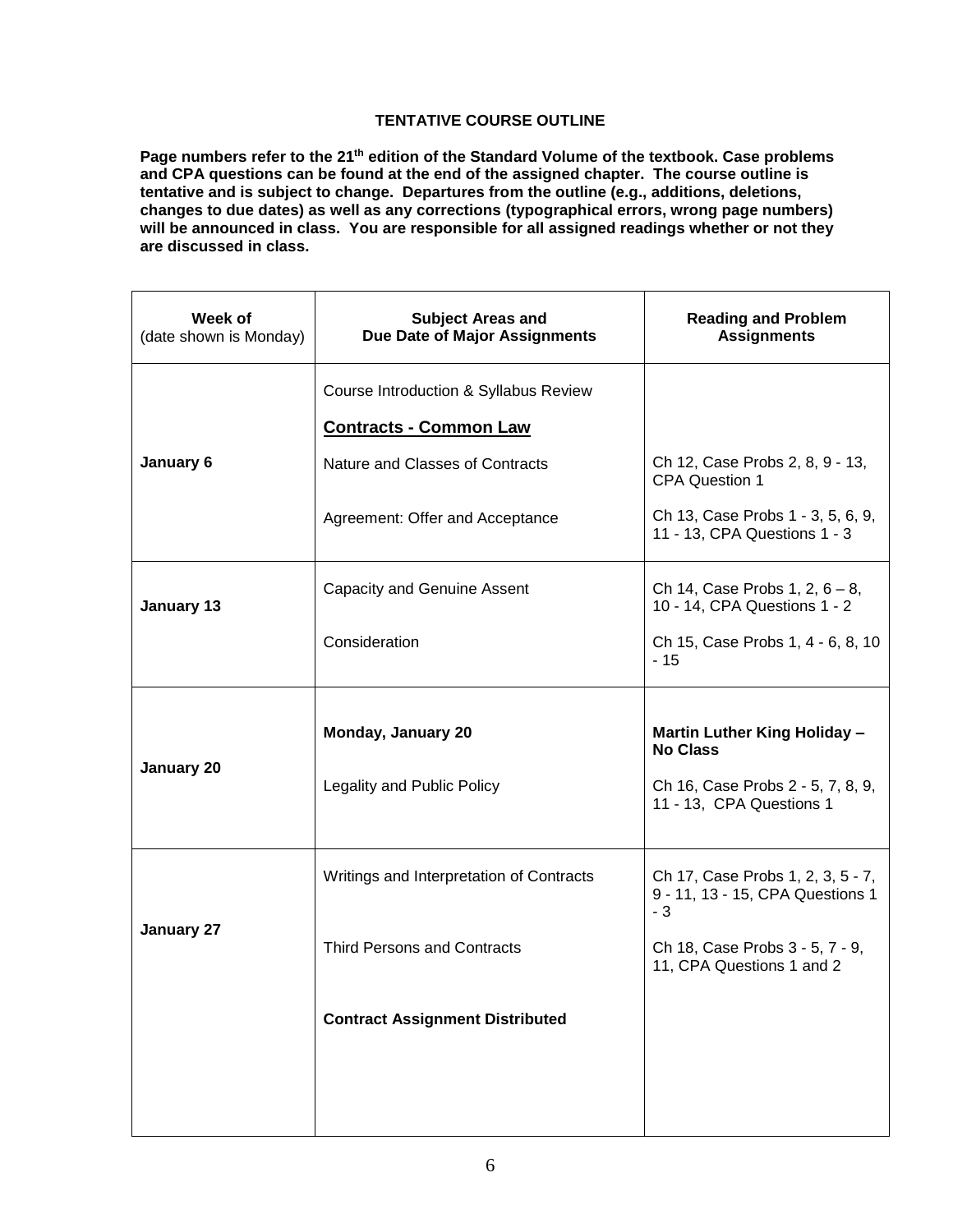**TENTATIVE COURSE OUTLINE**

**Page numbers refer to the 21st edition of the Standard Volume of the textbook. Case problems and CPA questions can be found at the end of the assigned chapter. The course outline is tentative and is subject to change. Departures from the outline (e.g., additions, deletions, changes to due dates) as well as any corrections (typographical errors, wrong page numbers) will be announced in class. You are responsible for all assigned readings whether or not they are discussed in class.**

| **Week of** (date shown is Monday) | **Subject Areas and Due Date of Major Assignments** | **Reading and Problem Assignments** |
|---|---|---|
| **January 6** | Course Introduction & Syllabus Review | |
| | **Contracts - Common Law** | |
| | Nature and Classes of Contracts | Ch 12, Case Probs 2, 8, 9 - 13, CPA Question 1 |
| | Agreement: Offer and Acceptance | Ch 13, Case Probs 1 - 3, 5, 6, 9, 11 - 13, CPA Questions 1 - 3 |
| **January 13** | Capacity and Genuine Assent | Ch 14, Case Probs 1, 2, 6 – 8, 10 - 14, CPA Questions 1 - 2 |
| | Consideration | Ch 15, Case Probs 1, 4 - 6, 8, 10 - 15 |
| **January 20** | **Monday, January 20** | **Martin Luther King Holiday – No Class** |
| | Legality and Public Policy | Ch 16, Case Probs 2 - 5, 7, 8, 9, 11 - 13, CPA Questions 1 |
| **January 27** | Writings and Interpretation of Contracts | Ch 17, Case Probs 1, 2, 3, 5 - 7, 9 - 11, 13 - 15, CPA Questions 1 - 3 |
| | Third Persons and Contracts | Ch 18, Case Probs 3 - 5, 7 - 9, 11, CPA Questions 1 and 2 |
| | **Contract Assignment Distributed** | |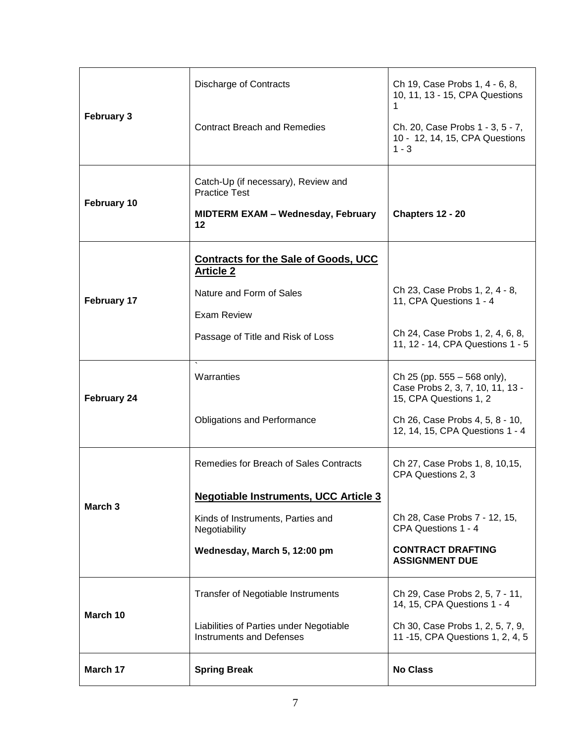| | | |
|---|---|---|
| **February 3** | Discharge of Contracts<br><br>Contract Breach and Remedies | Ch 19, Case Probs 1, 4 - 6, 8, 10, 11, 13 - 15, CPA Questions 1<br><br>Ch. 20, Case Probs 1 - 3, 5 - 7, 10 - 12, 14, 15, CPA Questions 1 - 3 |
| **February 10** | Catch-Up (if necessary), Review and Practice Test<br><br>**MIDTERM EXAM – Wednesday, February 12** | <br><br>**Chapters 12 - 20** |
| **February 17** | **<u>Contracts for the Sale of Goods, UCC Article 2</u>**<br><br>Nature and Form of Sales<br><br>Exam Review<br><br>Passage of Title and Risk of Loss | <br><br>Ch 23, Case Probs 1, 2, 4 - 8, 11, CPA Questions 1 - 4<br><br><br><br>Ch 24, Case Probs 1, 2, 4, 6, 8, 11, 12 - 14, CPA Questions 1 - 5 |
| **February 24** | `<br>Warranties<br><br>Obligations and Performance | Ch 25 (pp. 555 – 568 only), Case Probs 2, 3, 7, 10, 11, 13 - 15, CPA Questions 1, 2<br><br>Ch 26, Case Probs 4, 5, 8 - 10, 12, 14, 15, CPA Questions 1 - 4 |
| **March 3** | Remedies for Breach of Sales Contracts<br><br>**<u>Negotiable Instruments, UCC Article 3</u>**<br><br>Kinds of Instruments, Parties and Negotiability<br><br>**Wednesday, March 5, 12:00 pm** | Ch 27, Case Probs 1, 8, 10,15, CPA Questions 2, 3<br><br><br><br>Ch 28, Case Probs 7 - 12, 15, CPA Questions 1 - 4<br><br>**CONTRACT DRAFTING ASSIGNMENT DUE** |
| **March 10** | Transfer of Negotiable Instruments<br><br>Liabilities of Parties under Negotiable Instruments and Defenses | Ch 29, Case Probs 2, 5, 7 - 11, 14, 15, CPA Questions 1 - 4<br><br>Ch 30, Case Probs 1, 2, 5, 7, 9, 11 -15, CPA Questions 1, 2, 4, 5 |
| **March 17** | **Spring Break** | **No Class** |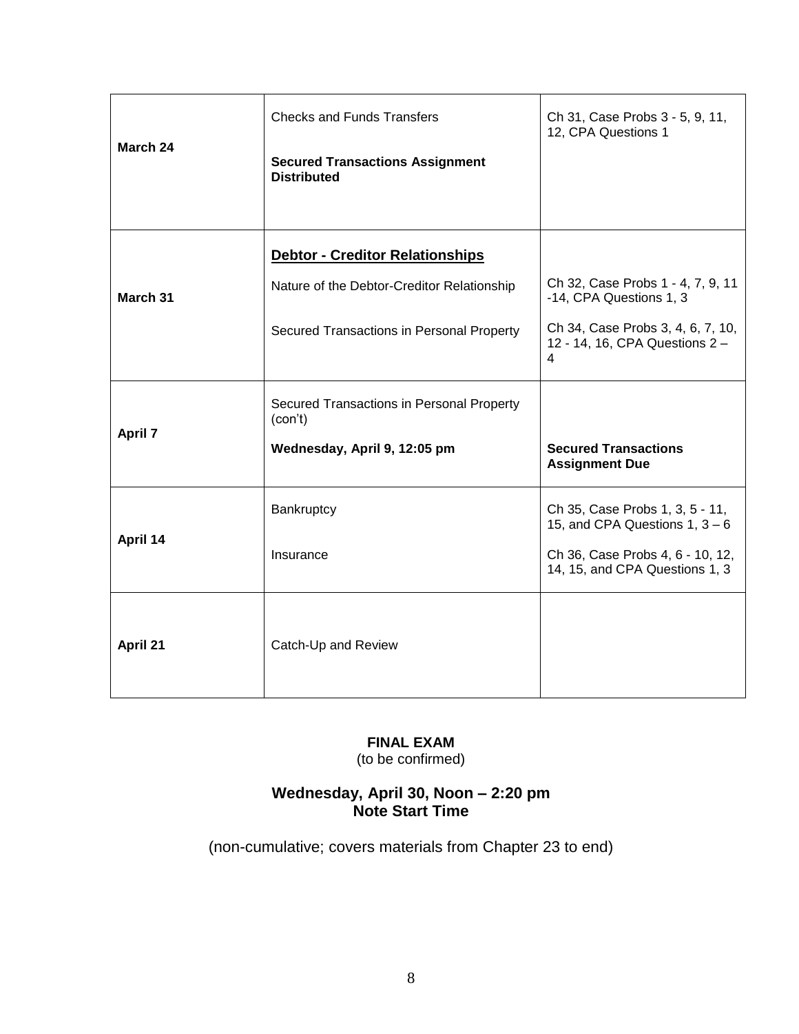| | | |
|---|---|---|
| **March 24** | Checks and Funds Transfers<br><br>**Secured Transactions Assignment Distributed** | Ch 31, Case Probs 3 - 5, 9, 11, 12, CPA Questions 1 |
| **March 31** | **<u>Debtor - Creditor Relationships</u>**<br><br>Nature of the Debtor-Creditor Relationship<br><br>Secured Transactions in Personal Property | <br><br>Ch 32, Case Probs 1 - 4, 7, 9, 11 -14, CPA Questions 1, 3<br><br>Ch 34, Case Probs 3, 4, 6, 7, 10, 12 - 14, 16, CPA Questions 2 – 4 |
| **April 7** | Secured Transactions in Personal Property (con't)<br><br>**Wednesday, April 9, 12:05 pm** | <br><br>**Secured Transactions Assignment Due** |
| **April 14** | Bankruptcy<br><br>Insurance | Ch 35, Case Probs 1, 3, 5 - 11, 15, and CPA Questions 1, 3 – 6<br><br>Ch 36, Case Probs 4, 6 - 10, 12, 14, 15, and CPA Questions 1, 3 |
| **April 21** | Catch-Up and Review | |

**FINAL EXAM**
(to be confirmed)

**Wednesday, April 30, Noon – 2:20 pm**
**Note Start Time**

(non-cumulative; covers materials from Chapter 23 to end)